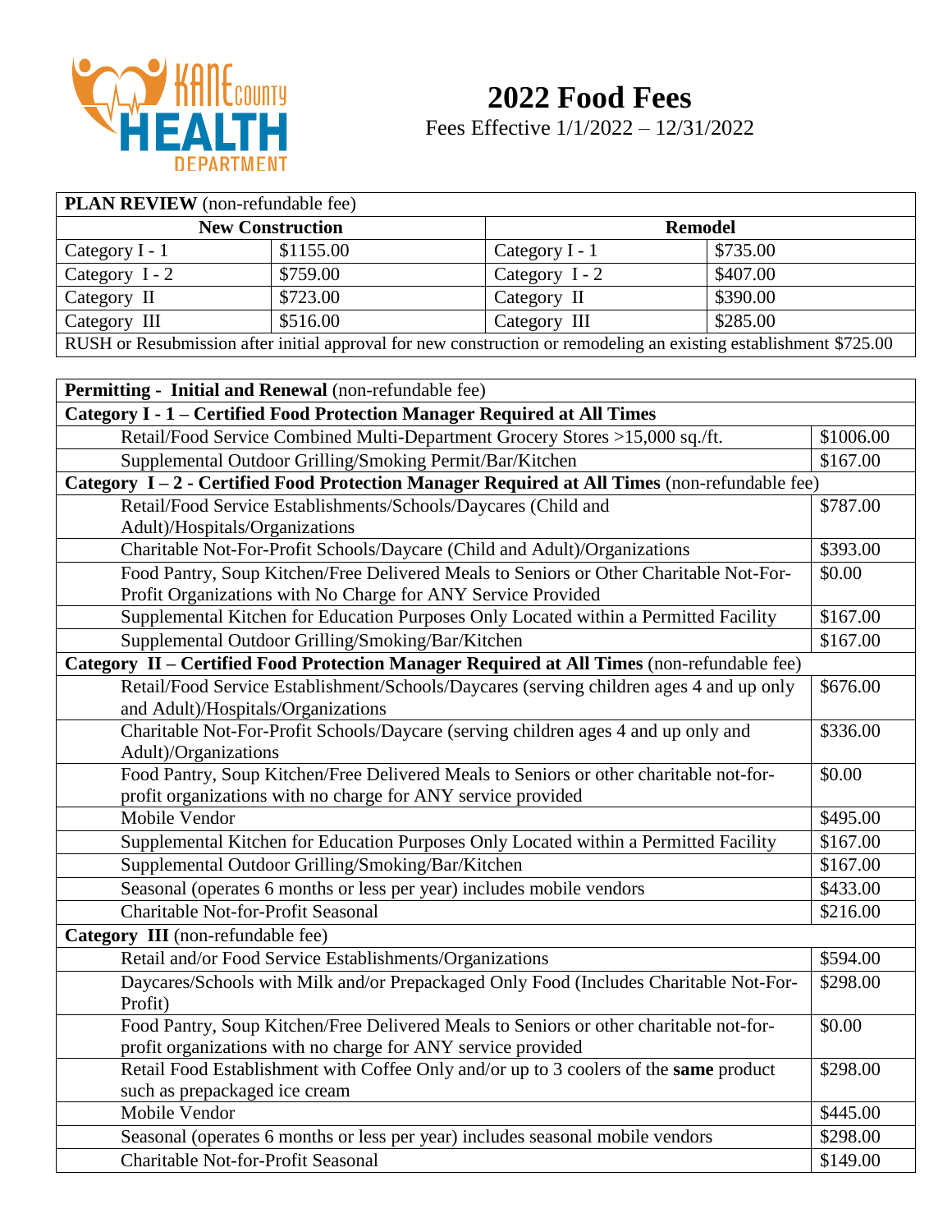# 2022 Food Fees

Fees Effective 1/1/2022 – 12/31/2022

| **PLAN REVIEW** (non-refundable fee) | | | |
|---|---|---|---|
| **New Construction** | | **Remodel** | |
| Category I - 1 | $1155.00 | Category I - 1 | $735.00 |
| Category I - 2 | $759.00 | Category I - 2 | $407.00 |
| Category II | $723.00 | Category II | $390.00 |
| Category III | $516.00 | Category III | $285.00 |
| RUSH or Resubmission after initial approval for new construction or remodeling an existing establishment $725.00 | | | |

| **Permitting - Initial and Renewal** (non-refundable fee) | |
|---|---|
| **Category I - 1 – Certified Food Protection Manager Required at All Times** | |
| Retail/Food Service Combined Multi-Department Grocery Stores >15,000 sq./ft. | $1006.00 |
| Supplemental Outdoor Grilling/Smoking Permit/Bar/Kitchen | $167.00 |
| **Category I – 2 - Certified Food Protection Manager Required at All Times** (non-refundable fee) | |
| Retail/Food Service Establishments/Schools/Daycares (Child and Adult)/Hospitals/Organizations | $787.00 |
| Charitable Not-For-Profit Schools/Daycare (Child and Adult)/Organizations | $393.00 |
| Food Pantry, Soup Kitchen/Free Delivered Meals to Seniors or Other Charitable Not-For-Profit Organizations with No Charge for ANY Service Provided | $0.00 |
| Supplemental Kitchen for Education Purposes Only Located within a Permitted Facility | $167.00 |
| Supplemental Outdoor Grilling/Smoking/Bar/Kitchen | $167.00 |
| **Category II – Certified Food Protection Manager Required at All Times** (non-refundable fee) | |
| Retail/Food Service Establishment/Schools/Daycares (serving children ages 4 and up only and Adult)/Hospitals/Organizations | $676.00 |
| Charitable Not-For-Profit Schools/Daycare (serving children ages 4 and up only and Adult)/Organizations | $336.00 |
| Food Pantry, Soup Kitchen/Free Delivered Meals to Seniors or other charitable not-for-profit organizations with no charge for ANY service provided | $0.00 |
| Mobile Vendor | $495.00 |
| Supplemental Kitchen for Education Purposes Only Located within a Permitted Facility | $167.00 |
| Supplemental Outdoor Grilling/Smoking/Bar/Kitchen | $167.00 |
| Seasonal (operates 6 months or less per year) includes mobile vendors | $433.00 |
| Charitable Not-for-Profit Seasonal | $216.00 |
| **Category III** (non-refundable fee) | |
| Retail and/or Food Service Establishments/Organizations | $594.00 |
| Daycares/Schools with Milk and/or Prepackaged Only Food (Includes Charitable Not-For-Profit) | $298.00 |
| Food Pantry, Soup Kitchen/Free Delivered Meals to Seniors or other charitable not-for-profit organizations with no charge for ANY service provided | $0.00 |
| Retail Food Establishment with Coffee Only and/or up to 3 coolers of the **same** product such as prepackaged ice cream | $298.00 |
| Mobile Vendor | $445.00 |
| Seasonal (operates 6 months or less per year) includes seasonal mobile vendors | $298.00 |
| Charitable Not-for-Profit Seasonal | $149.00 |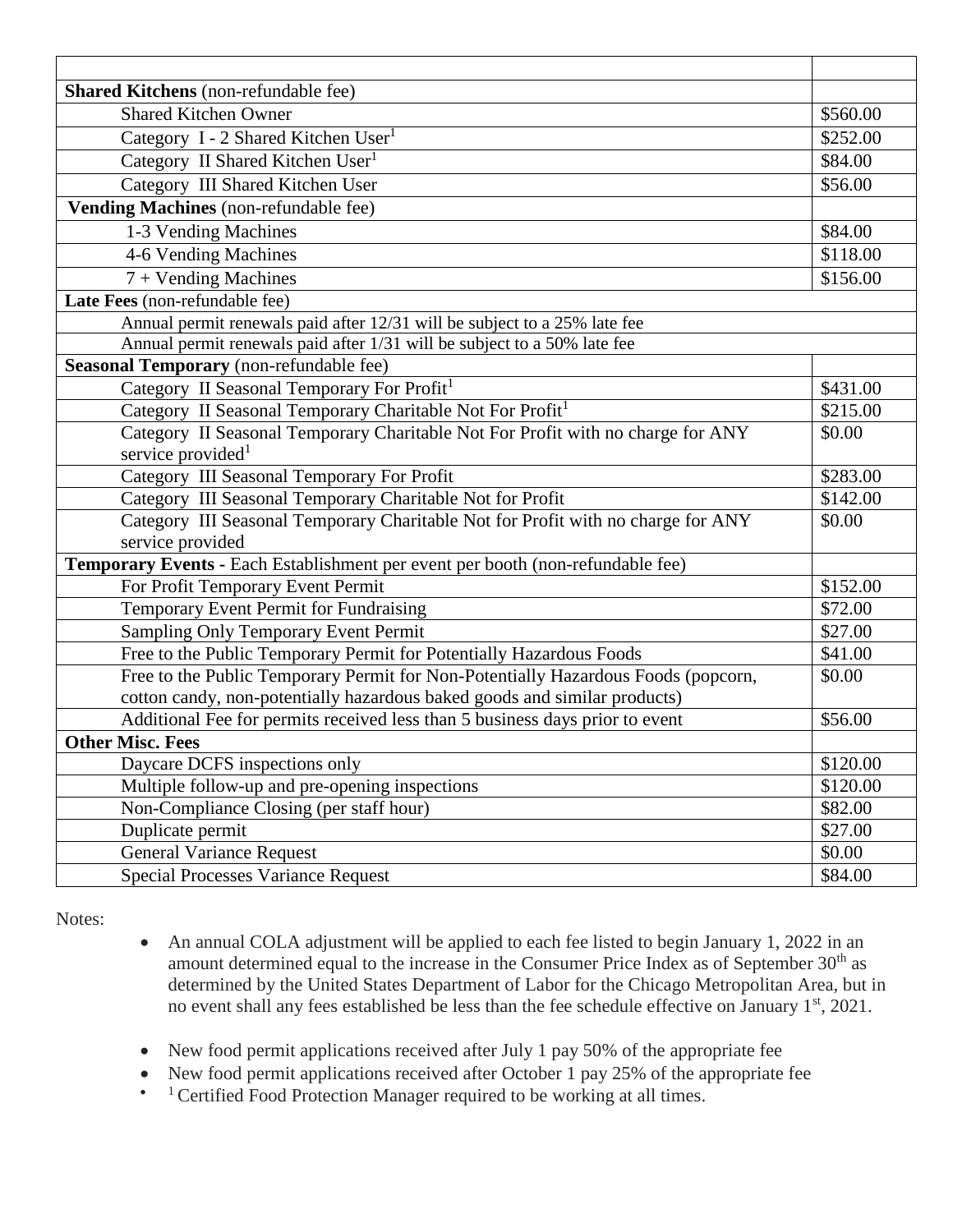| | |
|---|---|
| **Shared Kitchens** (non-refundable fee) | |
| Shared Kitchen Owner | $560.00 |
| Category I - 2 Shared Kitchen User[1] | $252.00 |
| Category II Shared Kitchen User[1] | $84.00 |
| Category III Shared Kitchen User | $56.00 |
| **Vending Machines** (non-refundable fee) | |
| 1-3 Vending Machines | $84.00 |
| 4-6 Vending Machines | $118.00 |
| 7 + Vending Machines | $156.00 |
| **Late Fees** (non-refundable fee) | |
| Annual permit renewals paid after 12/31 will be subject to a 25% late fee | |
| Annual permit renewals paid after 1/31 will be subject to a 50% late fee | |
| **Seasonal Temporary** (non-refundable fee) | |
| Category II Seasonal Temporary For Profit[1] | $431.00 |
| Category II Seasonal Temporary Charitable Not For Profit[1] | $215.00 |
| Category II Seasonal Temporary Charitable Not For Profit with no charge for ANY service provided[1] | $0.00 |
| Category III Seasonal Temporary For Profit | $283.00 |
| Category III Seasonal Temporary Charitable Not for Profit | $142.00 |
| Category III Seasonal Temporary Charitable Not for Profit with no charge for ANY service provided | $0.00 |
| **Temporary Events -** Each Establishment per event per booth (non-refundable fee) | |
| For Profit Temporary Event Permit | $152.00 |
| Temporary Event Permit for Fundraising | $72.00 |
| Sampling Only Temporary Event Permit | $27.00 |
| Free to the Public Temporary Permit for Potentially Hazardous Foods | $41.00 |
| Free to the Public Temporary Permit for Non-Potentially Hazardous Foods (popcorn, cotton candy, non-potentially hazardous baked goods and similar products) | $0.00 |
| Additional Fee for permits received less than 5 business days prior to event | $56.00 |
| **Other Misc. Fees** | |
| Daycare DCFS inspections only | $120.00 |
| Multiple follow-up and pre-opening inspections | $120.00 |
| Non-Compliance Closing (per staff hour) | $82.00 |
| Duplicate permit | $27.00 |
| General Variance Request | $0.00 |
| Special Processes Variance Request | $84.00 |

Notes:

- An annual COLA adjustment will be applied to each fee listed to begin January 1, 2022 in an amount determined equal to the increase in the Consumer Price Index as of September 30th as determined by the United States Department of Labor for the Chicago Metropolitan Area, but in no event shall any fees established be less than the fee schedule effective on January 1st, 2021.

- New food permit applications received after July 1 pay 50% of the appropriate fee
- New food permit applications received after October 1 pay 25% of the appropriate fee
- [1] Certified Food Protection Manager required to be working at all times.